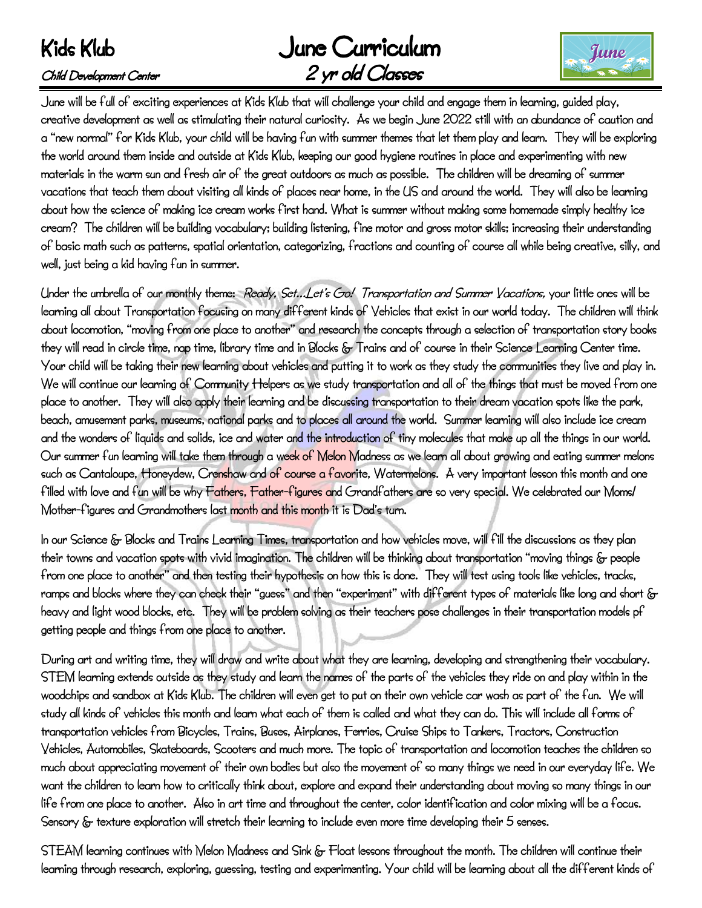# Kids Klub

*Child Development Center*

# June Curriculum

## *2 yr old Classes*

June will be full of exciting experiences at Kids Klub that will challenge your child and engage them in learning, guided play, creative development as well as stimulating their natural curiosity. As we begin June 2022 still with an abundance of caution and a "new normal" for Kids Klub, your child will be having fun with summer themes that let them play and learn. They will be exploring the world around them inside and outside at Kids Klub, keeping our good hygiene routines in place and experimenting with new materials in the warm sun and fresh air of the great outdoors as much as possible. The children will be dreaming of summer vacations that teach them about visiting all kinds of places near home, in the US and around the world. They will also be learning about how the science of making ice cream works first hand. What is summer without making some homemade simply healthy ice cream? The children will be building vocabulary; building listening, fine motor and gross motor skills; increasing their understanding of basic math such as patterns, spatial orientation, categorizing, fractions and counting of course all while being creative, silly, and well, just being a kid having fun in summer.

Under the umbrella of our monthly theme: *Ready, Set…Let's Go! Transportation and Summer Vacations,* your little ones will be learning all about Transportation focusing on many different kinds of Vehicles that exist in our world today. The children will think about locomotion, "moving from one place to another" and research the concepts through a selection of transportation story books they will read in circle time, nap time, library time and in Blocks & Trains and of course in their Science Learning Center time. Your child will be taking their new learning about vehicles and putting it to work as they study the communities they live and play in. We will continue our learning of Community Helpers as we study transportation and all of the things that must be moved from one place to another. They will also apply their learning and be discussing transportation to their dream vacation spots like the park, beach, amusement parks, museums, national parks and to places all around the world. Summer learning will also include ice cream and the wonders of liquids and solids, ice and water and the introduction of tiny molecules that make up all the things in our world. Our summer fun learning will take them through a week of Melon Madness as we learn all about growing and eating summer melons such as Cantaloupe, Honeydew, Crenshaw and of course a favorite, Watermelons. A very important lesson this month and one filled with love and fun will be why Fathers, Father-figures and Grandfathers are so very special. We celebrated our Moms/ Mother-figures and Grandmothers last month and this month it is Dad's turn.

In our Science & Blocks and Trains Learning Times, transportation and how vehicles move, will fill the discussions as they plan their towns and vacation spots with vivid imagination. The children will be thinking about transportation "moving things & people from one place to another" and then testing their hypothesis on how this is done. They will test using tools like vehicles, tracks, ramps and blocks where they can check their "guess" and then "experiment" with different types of materials like long and short & heavy and light wood blocks, etc. They will be problem solving as their teachers pose challenges in their transportation models pf getting people and things from one place to another.

During art and writing time, they will draw and write about what they are learning, developing and strengthening their vocabulary. STEM learning extends outside as they study and learn the names of the parts of the vehicles they ride on and play within in the woodchips and sandbox at Kids Klub. The children will even get to put on their own vehicle car wash as part of the fun. We will study all kinds of vehicles this month and learn what each of them is called and what they can do. This will include all forms of transportation vehicles from Bicycles, Trains, Buses, Airplanes, Ferries, Cruise Ships to Tankers, Tractors, Construction Vehicles, Automobiles, Skateboards, Scooters and much more. The topic of transportation and locomotion teaches the children so much about appreciating movement of their own bodies but also the movement of so many things we need in our everyday life. We want the children to learn how to critically think about, explore and expand their understanding about moving so many things in our life from one place to another. Also in art time and throughout the center, color identification and color mixing will be a focus. Sensory & texture exploration will stretch their learning to include even more time developing their 5 senses.

STEAM learning continues with Melon Madness and Sink & Float lessons throughout the month. The children will continue their learning through research, exploring, guessing, testing and experimenting. Your child will be learning about all the different kinds of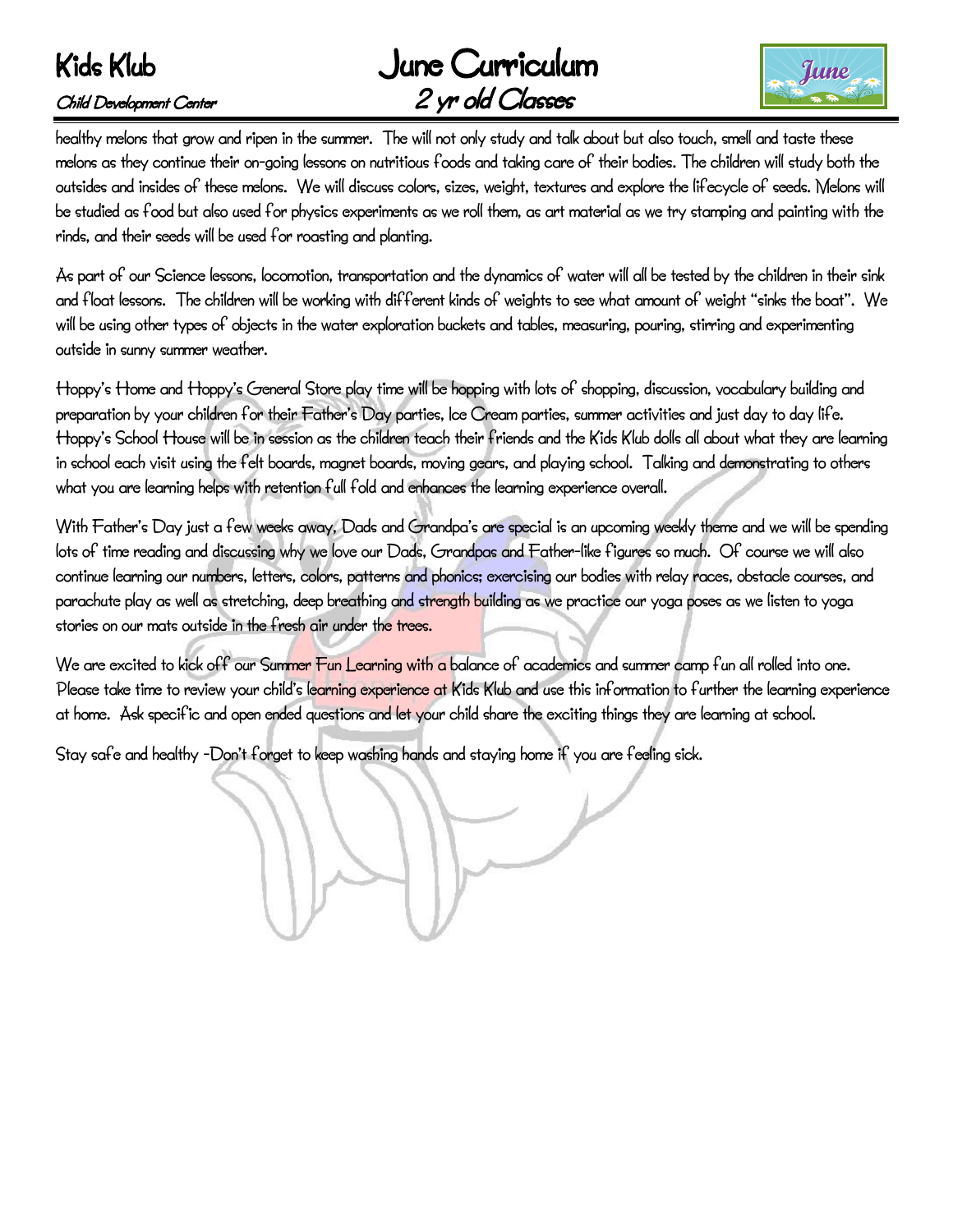healthy melons that grow and ripen in the summer. The will not only study and talk about but also touch, smell and taste these melons as they continue their on-going lessons on nutritious foods and taking care of their bodies. The children will study both the outsides and insides of these melons. We will discuss colors, sizes, weight, textures and explore the lifecycle of seeds. Melons will be studied as food but also used for physics experiments as we roll them, as art material as we try stamping and painting with the rinds, and their seeds will be used for roasting and planting.

As part of our Science lessons, locomotion, transportation and the dynamics of water will all be tested by the children in their sink and float lessons. The children will be working with different kinds of weights to see what amount of weight "sinks the boat". We will be using other types of objects in the water exploration buckets and tables, measuring, pouring, stirring and experimenting outside in sunny summer weather.

Hoppy's Home and Hoppy's General Store play time will be hopping with lots of shopping, discussion, vocabulary building and preparation by your children for their Father's Day parties, Ice Cream parties, summer activities and just day to day life. Hoppy's School House will be in session as the children teach their friends and the Kids Klub dolls all about what they are learning in school each visit using the felt boards, magnet boards, moving gears, and playing school. Talking and demonstrating to others what you are learning helps with retention full fold and enhances the learning experience overall.

With Father's Day just a few weeks away, Dads and Grandpa's are special is an upcoming weekly theme and we will be spending lots of time reading and discussing why we love our Dads, Grandpas and Father-like figures so much. Of course we will also continue learning our numbers, letters, colors, patterns and phonics; exercising our bodies with relay races, obstacle courses, and parachute play as well as stretching, deep breathing and strength building as we practice our yoga poses as we listen to yoga stories on our mats outside in the fresh air under the trees.

We are excited to kick off our Summer Fun Learning with a balance of academics and summer camp fun all rolled into one. Please take time to review your child's learning experience at Kids Klub and use this information to further the learning experience at home. Ask specific and open ended questions and let your child share the exciting things they are learning at school.

Stay safe and healthy -Don't forget to keep washing hands and staying home if you are feeling sick.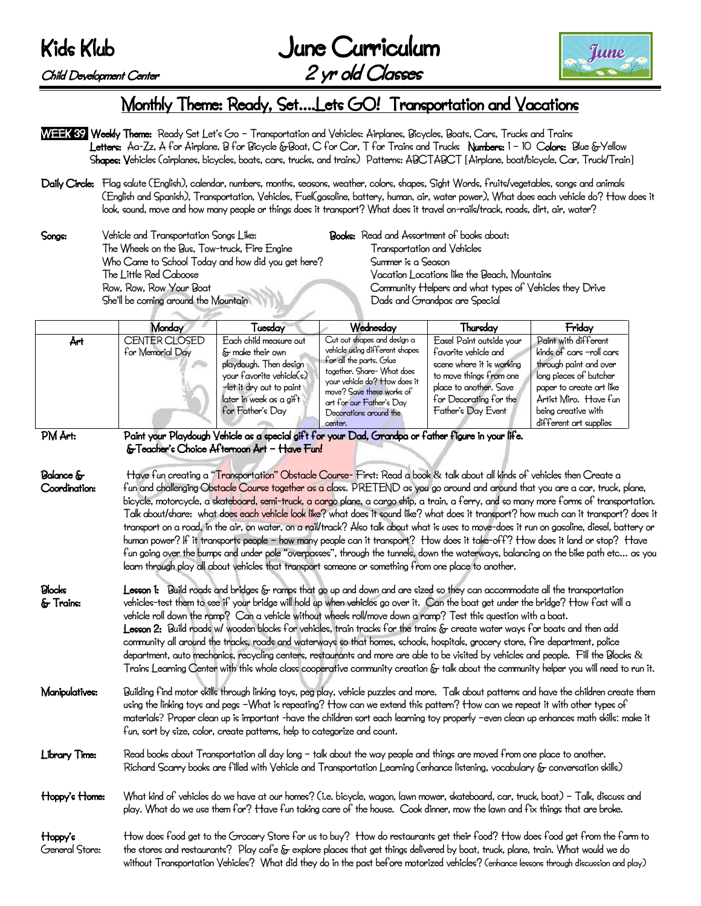# Kids Klub

*Child Development Center*

# June Curriculum

## 2 yr old Classes

## Monthly Theme: Ready, Set....Lets GO! Transportation and Vacations

**WEEK 39** **Weekly Theme:** Ready Set Let's Go – Transportation and Vehicles: Airplanes, Bicycles, Boats, Cars, Trucks and Trains
**Letters:** Aa-Zz, A for Airplane, B for Bicycle & Boat, C for Car, T for Trains and Trucks **Numbers:** 1 – 10 **Colors:** Blue & Yellow
**Shapes:** Vehicles (airplanes, bicycles, boats, cars, trucks, and trains) Patterns: ABCTABCT [Airplane, boat/bicycle, Car, Truck/Train]

**Daily Circle:** Flag salute (English), calendar, numbers, months, seasons, weather, colors, shapes, Sight Words, fruits/vegetables, songs and animals (English and Spanish), Transportation, Vehicles, Fuel(gasoline, battery, human, air, water power), What does each vehicle do? How does it look, sound, move and how many people or things does it transport? What does it travel on-rails/track, roads, dirt, air, water?

**Songs:** Vehicle and Transportation Songs Like:
The Wheels on the Bus, Tow-truck, Fire Engine
Who Came to School Today and how did you get here?
The Little Red Caboose
Row, Row, Row Your Boat
She'll be coming around the Mountain

**Books:** Read and Assortment of books about:
Transportation and Vehicles
Summer is a Season
Vacation Locations like the Beach, Mountains
Community Helpers and what types of Vehicles they Drive
Dads and Grandpas are Special

| | Monday | Tuesday | Wednesday | Thursday | Friday |
|---|---|---|---|---|---|
| **Art** | CENTER CLOSED for Memorial Day | Each child measure out & make their own playdough. Then design your favorite vehicle(s) –let it dry out to paint later in week as a gift for Father's Day | Cut out shapes and design a vehicle using different shapes for all the parts. Glue together. Share- What does your vehicle do? How does it move? Save these works of art for our Father's Day Decorations around the center. | Easel Paint outside your favorite vehicle and scene where it is working to move things from one place to another. Save for Decorating for the Father's Day Event | Paint with different kinds of cars –roll cars through paint and over long pieces of butcher paper to create art like Artist Miro. Have fun being creative with different art supplies |

**PM Art:** **Paint your Playdough Vehicle as a special gift for your Dad, Grandpa or father figure in your life. & Teacher's Choice Afternoon Art – Have Fun!**

**Balance & Coordination:** Have fun creating a "Transportation" Obstacle Course- First: Read a book & talk about all kinds of vehicles then Create a fun and challenging Obstacle Course together as a class. PRETEND as you go around and around that you are a car, truck, plane, bicycle, motorcycle, a skateboard, semi-truck, a cargo plane, a cargo ship, a train, a ferry, and so many more forms of transportation. Talk about/share: what does each vehicle look like? what does it sound like? what does it transport? how much can it transport? does it transport on a road, in the air, on water, on a rail/track? Also talk about what is uses to move-does it run on gasoline, diesel, battery or human power? If it transports people – how many people can it transport? How does it take-off? How does it land or stop? Have fun going over the bumps and under pole "overpasses", through the tunnels, down the waterways, balancing on the bike path etc… as you learn through play all about vehicles that transport someone or something from one place to another.

**Blocks & Trains:** **Lesson 1:** Build roads and bridges & ramps that go up and down and are sized so they can accommodate all the transportation vehicles-test them to see if your bridge will hold up when vehicles go over it. Can the boat get under the bridge? How fast will a vehicle roll down the ramp? Can a vehicle without wheels roll/move down a ramp? Test this question with a boat.
**Lesson 2:** Build roads w/ wooden blocks for vehicles, train tracks for the trains & create water ways for boats and then add community all around the tracks, roads and waterways so that homes, schools, hospitals, grocery store, fire department, police department, auto mechanics, recycling centers, restaurants and more are able to be visited by vehicles and people. Fill the Blocks & Trains Learning Center with this whole class cooperative community creation & talk about the community helper you will need to run it.

**Manipulatives:** Building find motor skills through linking toys, peg play, vehicle puzzles and more. Talk about patterns and have the children create them using the linking toys and pegs –What is repeating? How can we extend this pattern? How can we repeat it with other types of materials? Proper clean up is important -have the children sort each learning toy properly –even clean up enhances math skills: make it fun, sort by size, color, create patterns, help to categorize and count.

**Library Time:** Read books about Transportation all day long – talk about the way people and things are moved from one place to another. Richard Scarry books are filled with Vehicle and Transportation Learning (enhance listening, vocabulary & conversation skills)

**Hoppy's Home:** What kind of vehicles do we have at our homes? (i.e. bicycle, wagon, lawn mower, skateboard, car, truck, boat) – Talk, discuss and play. What do we use them for? Have fun taking care of the house. Cook dinner, mow the lawn and fix things that are broke.

**Hoppy's General Store:** How does food get to the Grocery Store for us to buy? How do restaurants get their food? How does food get from the farm to the stores and restaurants? Play cafe & explore places that get things delivered by boat, truck, plane, train. What would we do without Transportation Vehicles? What did they do in the past before motorized vehicles? (enhance lessons through discussion and play)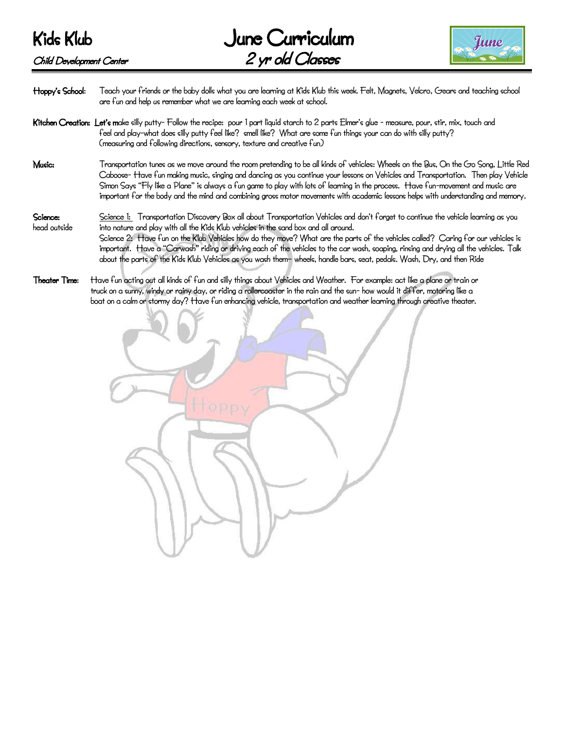# Kids Klub

*Child Development Center*

# June Curriculum

## *2 yr old Classes*

**Hoppy's School:** Teach your friends or the baby dolls what you are learning at Kids Klub this week. Felt, Magnets, Velcro, Gears and teaching school are fun and help us remember what we are learning each week at school.

**Kitchen Creation:** **Let's m**ake silly putty- Follow the recipe: pour 1 part liquid starch to 2 parts Elmer's glue - measure, pour, stir, mix, touch and feel and play-what does silly putty feel like? smell like? What are some fun things your can do with silly putty? (measuring and following directions, sensory, texture and creative fun)

**Music:** Transportation tunes as we move around the room pretending to be all kinds of vehicles: Wheels on the Bus, On the Go Song, Little Red Caboose- Have fun making music, singing and dancing as you continue your lessons on Vehicles and Transportation. Then play Vehicle Simon Says "Fly like a Plane" is always a fun game to play with lots of learning in the process. Have fun-movement and music are important for the body and the mind and combining gross motor movements with academic lessons helps with understanding and memory.

**Science:** head outside

Science 1: Transportation Discovery Box all about Transportation Vehicles and don't forget to continue the vehicle learning as you into nature and play with all the Kids Klub vehicles in the sand box and all around.

Science 2: Have fun on the Klub Vehicles how do they move? What are the parts of the vehicles called? Caring for our vehicles is important. Have a "Carwash" riding or driving each of the vehicles to the car wash, soaping, rinsing and drying all the vehicles. Talk about the parts of the Kids Klub Vehicles as you wash them– wheels, handle bars, seat, pedals. Wash, Dry, and then Ride

**Theater Time:** Have fun acting out all kinds of fun and silly things about Vehicles and Weather. For example: act like a plane or train or truck on a sunny, windy or rainy day, or riding a rollercoaster in the rain and the sun- how would it differ, motoring like a boat on a calm or stormy day? Have fun enhancing vehicle, transportation and weather learning through creative theater.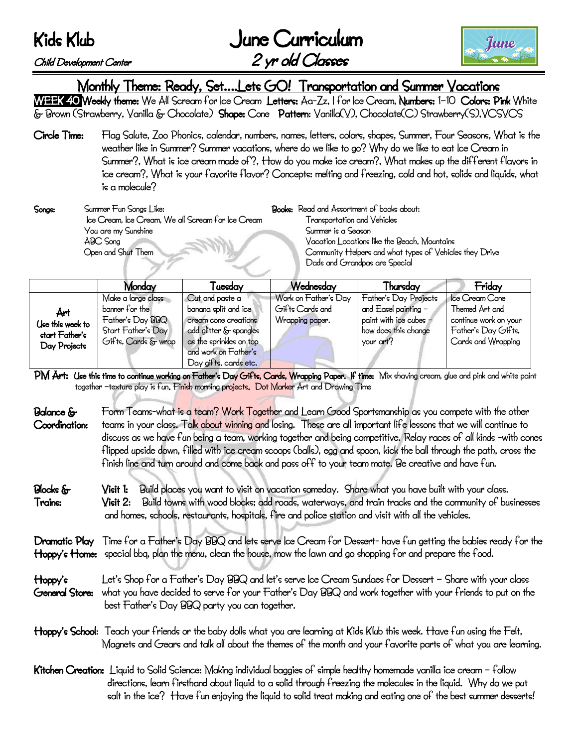# Kids Klub
*Child Development Center*

# June Curriculum
## *2 yr old Classes*

## Monthly Theme: Ready, Set....Lets GO! Transportation and Summer Vacations

**WEEK 40** **Weekly theme:** We All Scream for Ice Cream **Letters:** Aa-Zz, I for Ice Cream, **Numbers:** 1-10 **Colors: Pink** White & Brown (Strawberry, Vanilla & Chocolate) **Shape:** Cone **Pattern:** Vanilla(V), Chocolate(C) Strawberry(S),VCSVCS

**Circle Time:** Flag Salute, Zoo Phonics, calendar, numbers, names, letters, colors, shapes, Summer, Four Seasons, What is the weather like in Summer? Summer vacations, where do we like to go? Why do we like to eat Ice Cream in Summer?, What is ice cream made of?, How do you make ice cream?, What makes up the different flavors in ice cream?, What is your favorite flavor? Concepts: melting and freezing, cold and hot, solids and liquids, what is a molecule?

**Songs:** Summer Fun Songs Like:
- Ice Cream, Ice Cream, We all Scream for Ice Cream
- You are my Sunshine
- ABC Song
- Open and Shut Them

**Books:** Read and Assortment of books about:
- Transportation and Vehicles
- Summer is a Season
- Vacation Locations like the Beach, Mountains
- Community Helpers and what types of Vehicles they Drive
- Dads and Grandpas are Special

| | Monday | Tuesday | Wednesday | Thursday | Friday |
|---|---|---|---|---|---|
| **Art** Use this week to start Father's Day Projects | Make a large class banner for the Father's Day BBQ Start Father's Day Gifts, Cards & wrap | Cut and paste a banana split and ice cream cone creations add glitter & spangles as the sprinkles on top and work on Father's Day gifts, cards etc. | Work on Father's Day Gifts Cards and Wrapping paper. | Father's Day Projects and Easel painting – paint with ice cubes – how does this change your art? | Ice Cream Cone Themed Art and continue work on your Father's Day Gifts, Cards and Wrapping |

**PM Art:** **Use this time to continue working on Father's Day Gifts, Cards, Wrapping Paper. If time:** Mix shaving cream, glue and pink and white paint together –texture play is fun. Finish morning projects. Dot Marker Art and Drawing Time

**Balance & Coordination:** Form Teams-what is a team? Work Together and Learn Good Sportsmanship as you compete with the other teams in your class. Talk about winning and losing. These are all important life lessons that we will continue to discuss as we have fun being a team, working together and being competitive. Relay races of all kinds -with cones flipped upside down, filled with ice cream scoops (balls), egg and spoon, kick the ball through the path, cross the finish line and turn around and come back and pass off to your team mate. Be creative and have fun.

**Blocks & Trains:** **Visit 1:** Build places you want to visit on vacation someday. Share what you have built with your class.
**Visit 2:** Build towns with wood blocks; add roads, waterways, and train tracks and the community of businesses and homes, schools, restaurants, hospitals, fire and police station and visit with all the vehicles.

**Dramatic Play Hoppy's Home:** Time for a Father's Day BBQ and lets serve Ice Cream for Dessert- have fun getting the babies ready for the special bbq, plan the menu, clean the house, mow the lawn and go shopping for and prepare the food.

**Hoppy's General Store:** Let's Shop for a Father's Day BBQ and let's serve Ice Cream Sundaes for Dessert – Share with your class what you have decided to serve for your Father's Day BBQ and work together with your friends to put on the best Father's Day BBQ party you can together.

**Hoppy's School:** Teach your friends or the baby dolls what you are learning at Kids Klub this week. Have fun using the Felt, Magnets and Gears and talk all about the themes of the month and your favorite parts of what you are learning.

**Kitchen Creation:** Liquid to Solid Science: Making individual baggies of simple healthy homemade vanilla ice cream – follow directions, learn firsthand about liquid to a solid through freezing the molecules in the liquid. Why do we put salt in the ice? Have fun enjoying the liquid to solid treat making and eating one of the best summer desserts!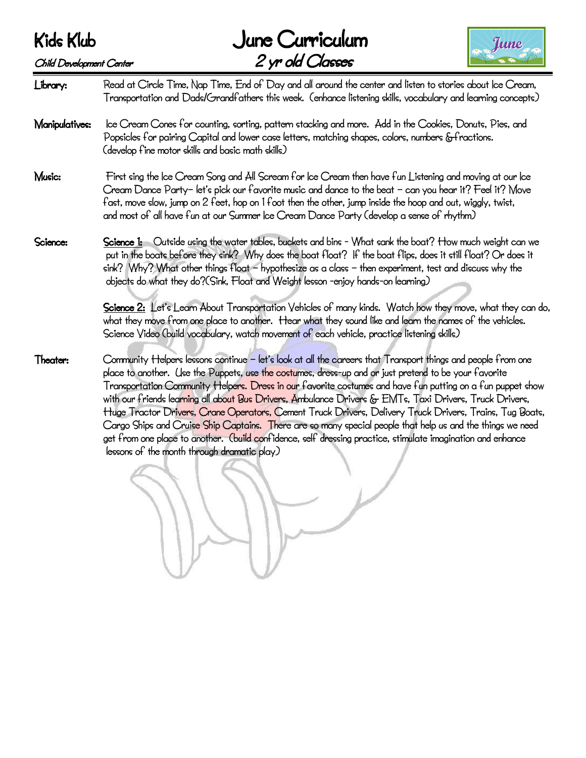**Kids Klub**
*Child Development Center*

# June Curriculum
## *2 yr old Classes*

**Library:** Read at Circle Time, Nap Time, End of Day and all around the center and listen to stories about Ice Cream, Transportation and Dads/Grandfathers this week. (enhance listening skills, vocabulary and learning concepts)

**Manipulatives:** Ice Cream Cones for counting, sorting, pattern stacking and more. Add in the Cookies, Donuts, Pies, and Popsicles for pairing Capital and lower case letters, matching shapes, colors, numbers &fractions. (develop fine motor skills and basic math skills)

**Music:** First sing the Ice Cream Song and All Scream for Ice Cream then have fun Listening and moving at our Ice Cream Dance Party– let's pick our favorite music and dance to the beat – can you hear it? Feel it? Move fast, move slow, jump on 2 feet, hop on 1 foot then the other, jump inside the hoop and out, wiggly, twist, and most of all have fun at our Summer Ice Cream Dance Party (develop a sense of rhythm)

**Science:** <u>Science 1:</u> Outside using the water tables, buckets and bins - What sank the boat? How much weight can we put in the boats before they sink? Why does the boat float? If the boat flips, does it still float? Or does it sink? Why? What other things float – hypothesize as a class – then experiment, test and discuss why the objects do what they do?(Sink, Float and Weight lesson -enjoy hands-on learning)

<u>Science 2:</u> Let's Learn About Transportation Vehicles of many kinds. Watch how they move, what they can do, what they move from one place to another. Hear what they sound like and learn the names of the vehicles. Science Video (build vocabulary, watch movement of each vehicle, practice listening skills)

**Theater:** Community Helpers lessons continue – let's look at all the careers that Transport things and people from one place to another. Use the Puppets, use the costumes, dress-up and or just pretend to be your favorite Transportation Community Helpers. Dress in our favorite costumes and have fun putting on a fun puppet show with our friends learning all about Bus Drivers, Ambulance Drivers & EMTs, Taxi Drivers, Truck Drivers, Huge Tractor Drivers, Crane Operators, Cement Truck Drivers, Delivery Truck Drivers, Trains, Tug Boats, Cargo Ships and Cruise Ship Captains. There are so many special people that help us and the things we need get from one place to another. (build confidence, self dressing practice, stimulate imagination and enhance lessons of the month through dramatic play)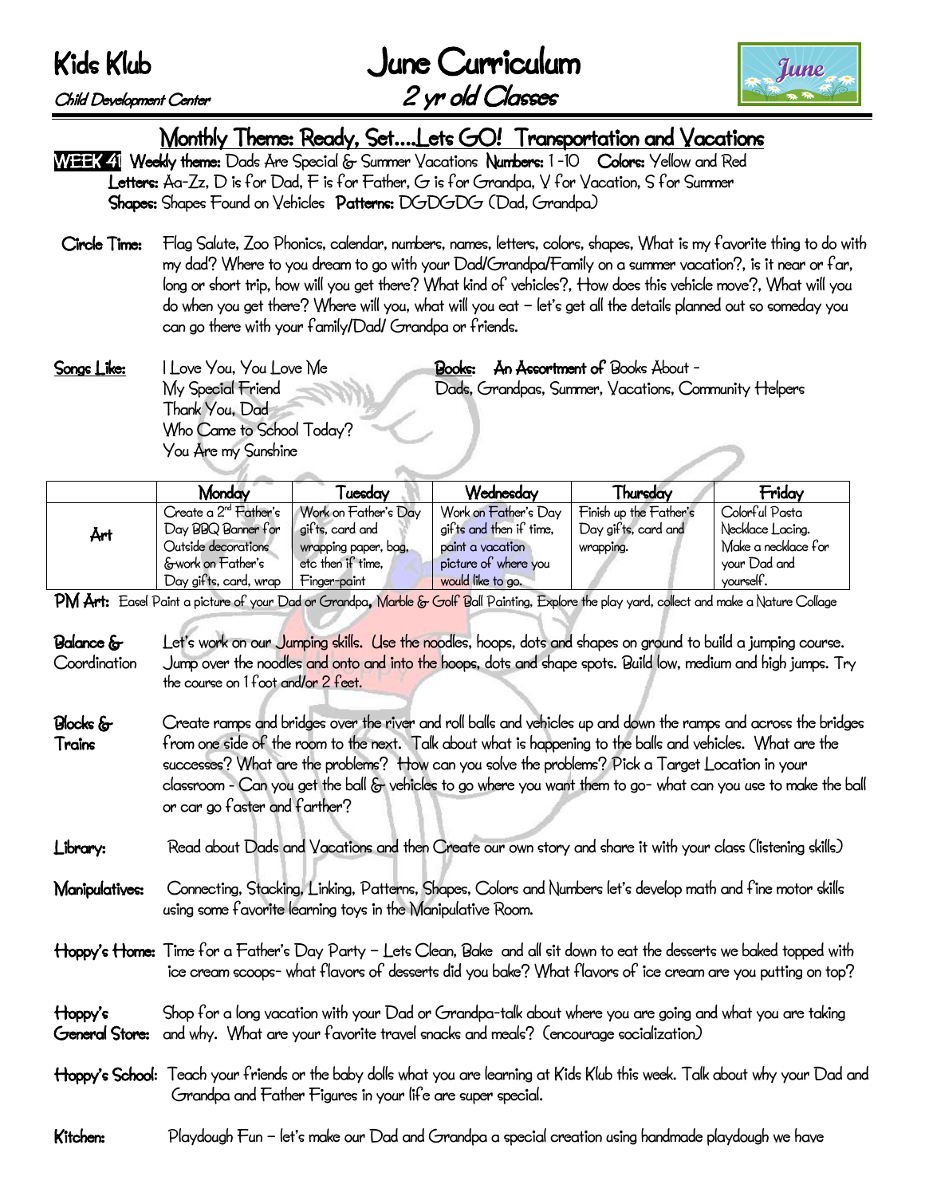# Kids Klub

*Child Development Center*

# June Curriculum

## *2 yr old Classes*

## Monthly Theme: Ready, Set….Lets GO! Transportation and Vacations

**WEEK 41** **Weekly theme:** Dads Are Special & Summer Vacations **Numbers:** 1-10 **Colors:** Yellow and Red
**Letters:** Aa-Zz, D is for Dad, F is for Father, G is for Grandpa, V for Vacation, S for Summer
**Shapes:** Shapes Found on Vehicles **Patterns:** DGDGDG (Dad, Grandpa)

**Circle Time:** Flag Salute, Zoo Phonics, calendar, numbers, names, letters, colors, shapes, What is my favorite thing to do with my dad? Where to you dream to go with your Dad/Grandpa/Family on a summer vacation?, is it near or far, long or short trip, how will you get there? What kind of vehicles?, How does this vehicle move?, What will you do when you get there? Where will you, what will you eat – let's get all the details planned out so someday you can go there with your family/Dad/ Grandpa or friends.

**Songs Like:**
- I Love You, You Love Me
- My Special Friend
- Thank You, Dad
- Who Came to School Today?
- You Are my Sunshine

**Books:** **An Assortment of** Books About - Dads, Grandpas, Summer, Vacations, Community Helpers

| | Monday | Tuesday | Wednesday | Thursday | Friday |
|---|---|---|---|---|---|
| Art | Create a 2nd Father's Day BBQ Banner for Outside decorations &work on Father's Day gifts, card, wrap | Work on Father's Day gifts, card and wrapping paper, bag, etc then if time, Finger-paint | Work on Father's Day gifts and then if time, paint a vacation picture of where you would like to go. | Finish up the Father's Day gifts, card and wrapping. | Colorful Pasta Necklace Lacing. Make a necklace for your Dad and yourself. |

**PM Art:** Easel Paint a picture of your Dad or Grandpa, Marble & Golf Ball Painting, Explore the play yard, collect and make a Nature Collage

**Balance & Coordination** Let's work on our Jumping skills. Use the noodles, hoops, dots and shapes on ground to build a jumping course. Jump over the noodles and onto and into the hoops, dots and shape spots. Build low, medium and high jumps. Try the course on 1 foot and/or 2 feet.

**Blocks & Trains** Create ramps and bridges over the river and roll balls and vehicles up and down the ramps and across the bridges from one side of the room to the next. Talk about what is happening to the balls and vehicles. What are the successes? What are the problems? How can you solve the problems? Pick a Target Location in your classroom - Can you get the ball & vehicles to go where you want them to go- what can you use to make the ball or car go faster and farther?

**Library:** Read about Dads and Vacations and then Create our own story and share it with your class (listening skills)

**Manipulatives:** Connecting, Stacking, Linking, Patterns, Shapes, Colors and Numbers let's develop math and fine motor skills using some favorite learning toys in the Manipulative Room.

**Hoppy's Home:** Time for a Father's Day Party – Lets Clean, Bake and all sit down to eat the desserts we baked topped with ice cream scoops- what flavors of desserts did you bake? What flavors of ice cream are you putting on top?

**Hoppy's General Store:** Shop for a long vacation with your Dad or Grandpa-talk about where you are going and what you are taking and why. What are your favorite travel snacks and meals? (encourage socialization)

**Hoppy's School:** Teach your friends or the baby dolls what you are learning at Kids Klub this week. Talk about why your Dad and Grandpa and Father Figures in your life are super special.

**Kitchen:** Playdough Fun – let's make our Dad and Grandpa a special creation using handmade playdough we have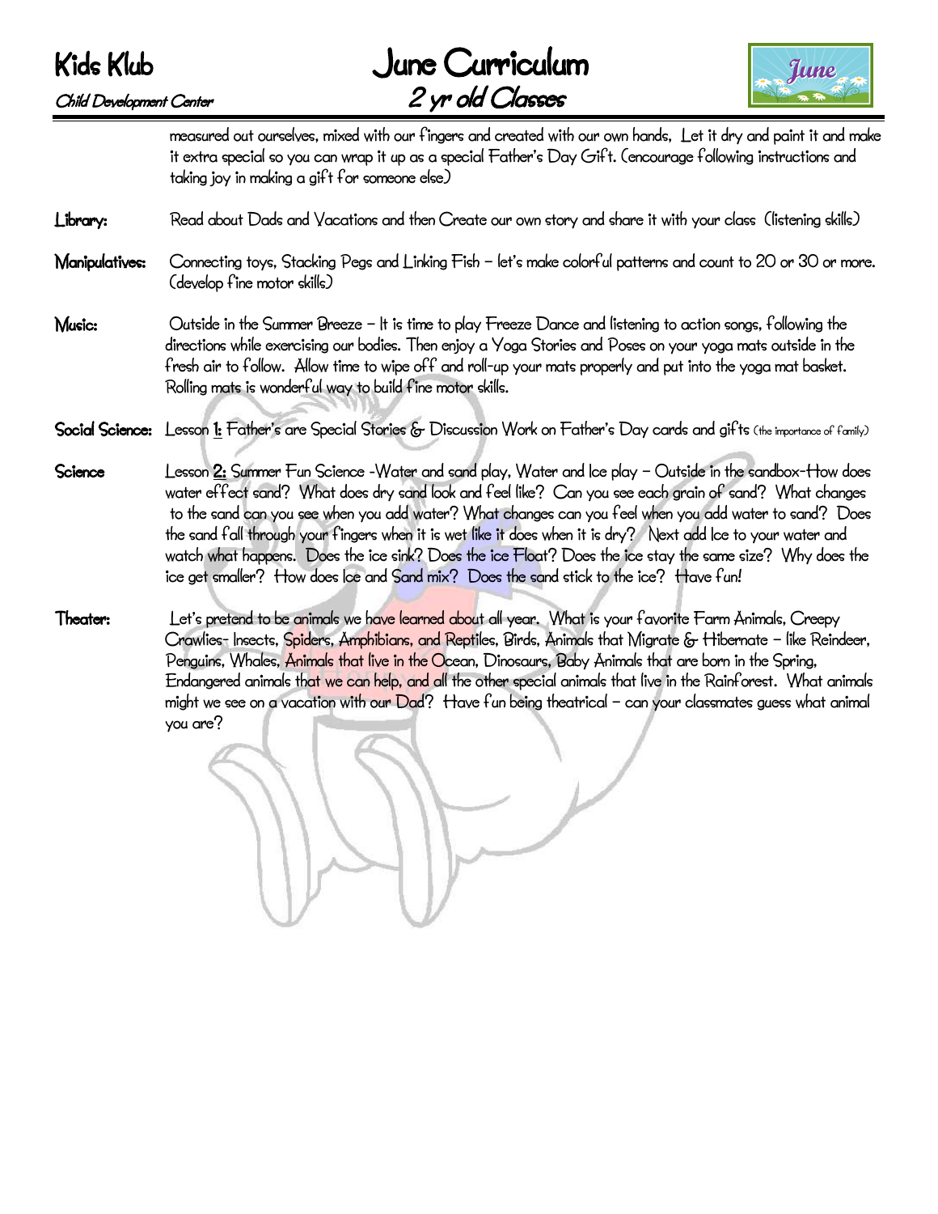measured out ourselves, mixed with our fingers and created with our own hands, Let it dry and paint it and make it extra special so you can wrap it up as a special Father's Day Gift. (encourage following instructions and taking joy in making a gift for someone else)

**Library:** Read about Dads and Vacations and then Create our own story and share it with your class (listening skills)

**Manipulatives:** Connecting toys, Stacking Pegs and Linking Fish – let's make colorful patterns and count to 20 or 30 or more. (develop fine motor skills)

**Music:** Outside in the Summer Breeze – It is time to play Freeze Dance and listening to action songs, following the directions while exercising our bodies. Then enjoy a Yoga Stories and Poses on your yoga mats outside in the fresh air to follow. Allow time to wipe off and roll-up your mats properly and put into the yoga mat basket. Rolling mats is wonderful way to build fine motor skills.

**Social Science:** Lesson 1: Father's are Special Stories & Discussion Work on Father's Day cards and gifts (the importance of family)

**Science** Lesson 2: Summer Fun Science -Water and sand play, Water and Ice play – Outside in the sandbox-How does water effect sand? What does dry sand look and feel like? Can you see each grain of sand? What changes to the sand can you see when you add water? What changes can you feel when you add water to sand? Does the sand fall through your fingers when it is wet like it does when it is dry? Next add Ice to your water and watch what happens. Does the ice sink? Does the ice Float? Does the ice stay the same size? Why does the ice get smaller? How does Ice and Sand mix? Does the sand stick to the ice? Have fun!

**Theater:** Let's pretend to be animals we have learned about all year. What is your favorite Farm Animals, Creepy Crawlies- Insects, Spiders, Amphibians, and Reptiles, Birds, Animals that Migrate & Hibernate – like Reindeer, Penguins, Whales, Animals that live in the Ocean, Dinosaurs, Baby Animals that are born in the Spring, Endangered animals that we can help, and all the other special animals that live in the Rainforest. What animals might we see on a vacation with our Dad? Have fun being theatrical – can your classmates guess what animal you are?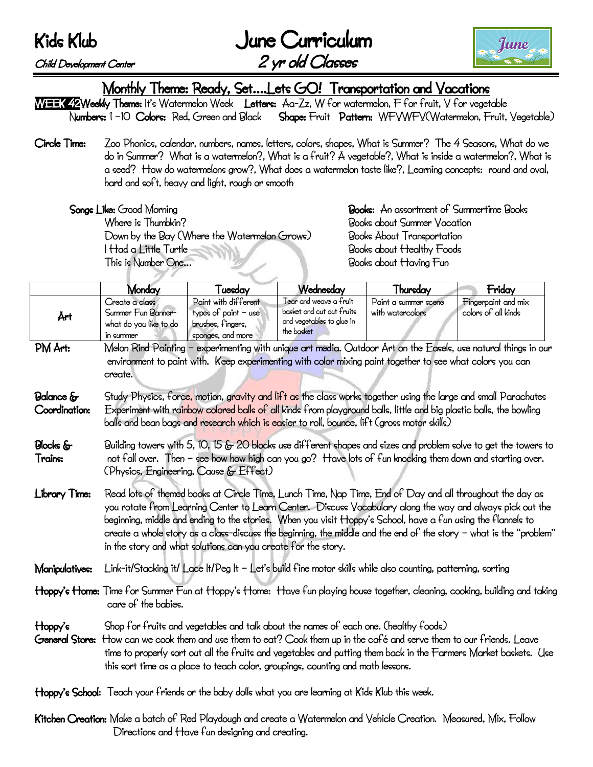# Kids Klub

*Child Development Center*

# June Curriculum

## *2 yr old Classes*

## Monthly Theme: Ready, Set....Lets GO! Transportation and Vacations

**WEEK 42** **Weekly Theme:** It's Watermelon Week **Letters:** Aa-Zz, W for watermelon, F for fruit, V for vegetable
**Numbers:** 1 –10 **Colors:** Red, Green and Black **Shape:** Fruit **Pattern:** WFVWFV(Watermelon, Fruit, Vegetable)

**Circle Time:** Zoo Phonics, calendar, numbers, names, letters, colors, shapes, What is Summer? The 4 Seasons, What do we do in Summer? What is a watermelon?, What is a fruit? A vegetable?, What is inside a watermelon?, What is a seed? How do watermelons grow?, What does a watermelon taste like?, Learning concepts: round and oval, hard and soft, heavy and light, rough or smooth

**Songs Like:** Good Morning
Where is Thumbkin?
Down by the Bay (Where the Watermelon Grows)
I Had a Little Turtle
This is Number One...

**Books:** An assortment of Summertime Books
Books about Summer Vacation
Books About Transportation
Books about Healthy Foods
Books about Having Fun

| | Monday | Tuesday | Wednesday | Thursday | Friday |
|---|---|---|---|---|---|
| Art | Create a class Summer Fun Banner- what do you like to do in summer | Paint with different types of paint – use brushes, fingers, sponges, and more | Tear and weave a fruit basket and cut out fruits and vegetables to glue in the basket | Paint a summer scene with watercolors | Fingerpaint and mix colors of all kinds |

**PM Art:** Melon Rind Painting – experimenting with unique art media. Outdoor Art on the Easels, use natural things in our environment to paint with. Keep experimenting with color mixing paint together to see what colors you can create.

**Balance & Coordination:** Study Physics, force, motion, gravity and lift as the class works together using the large and small Parachutes Experiment with rainbow colored balls of all kinds from playground balls, little and big plastic balls, the bowling balls and bean bags and research which is easier to roll, bounce, lift (gross motor skills)

**Blocks & Trains:** Building towers with 5, 10, 15 & 20 blocks use different shapes and sizes and problem solve to get the towers to not fall over. Then – see how how high can you go? Have lots of fun knocking them down and starting over. (Physics, Engineering, Cause & Effect)

**Library Time:** Read lots of themed books at Circle Time, Lunch Time, Nap Time, End of Day and all throughout the day as you rotate from Learning Center to Learn Center. Discuss Vocabulary along the way and always pick out the beginning, middle and ending to the stories. When you visit Hoppy's School, have a fun using the flannels to create a whole story as a class-discuss the beginning, the middle and the end of the story – what is the "problem" in the story and what solutions can you create for the story.

**Manipulatives:** Link-it/Stacking it/ Lace It/Peg It – Let's build fine motor skills while also counting, patterning, sorting

**Hoppy's Home:** Time for Summer Fun at Hoppy's Home: Have fun playing house together, cleaning, cooking, building and taking care of the babies.

**Hoppy's General Store:** Shop for fruits and vegetables and talk about the names of each one. (healthy foods) How can we cook them and use them to eat? Cook them up in the café and serve them to our friends. Leave time to properly sort out all the fruits and vegetables and putting them back in the Farmers Market baskets. Use this sort time as a place to teach color, groupings, counting and math lessons.

**Hoppy's School:** Teach your friends or the baby dolls what you are learning at Kids Klub this week.

**Kitchen Creation:** Make a batch of Red Playdough and create a Watermelon and Vehicle Creation. Measured, Mix, Follow Directions and Have fun designing and creating.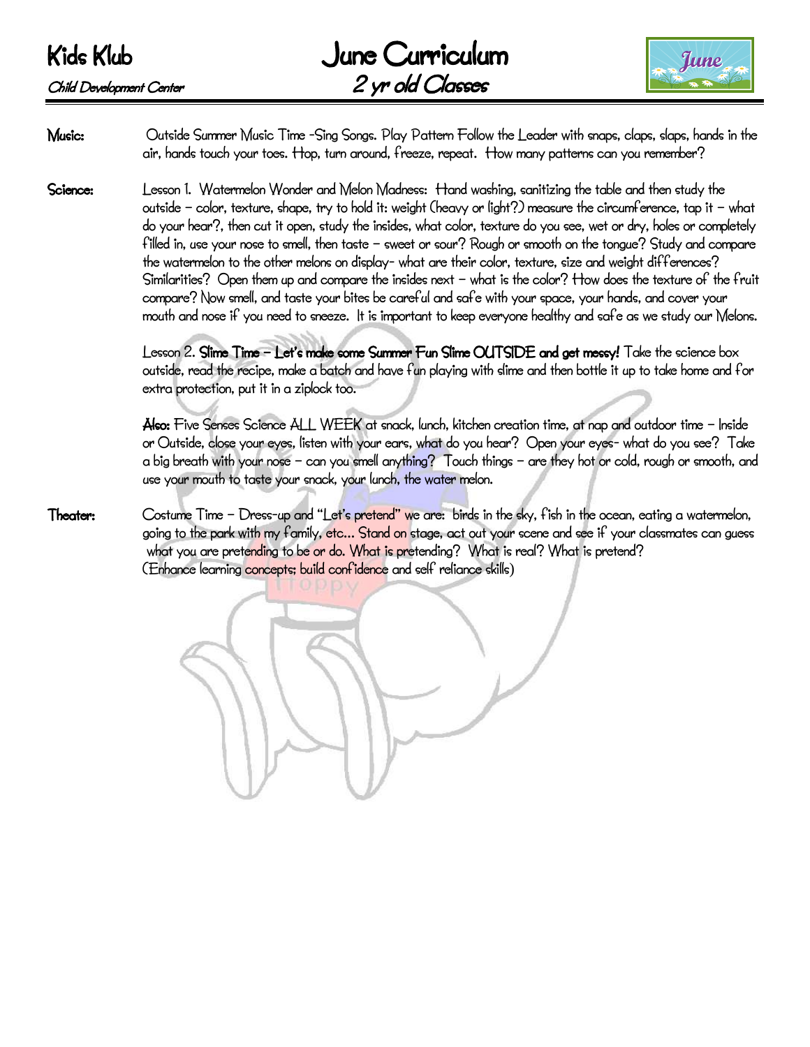# Kids Klub

*Child Development Center*

# June Curriculum

## *2 yr old Classes*

**Music:** Outside Summer Music Time -Sing Songs. Play Pattern Follow the Leader with snaps, claps, slaps, hands in the air, hands touch your toes. Hop, turn around, freeze, repeat. How many patterns can you remember?

**Science:** Lesson 1. Watermelon Wonder and Melon Madness: Hand washing, sanitizing the table and then study the outside – color, texture, shape, try to hold it: weight (heavy or light?) measure the circumference, tap it – what do your hear?, then cut it open, study the insides, what color, texture do you see, wet or dry, holes or completely filled in, use your nose to smell, then taste – sweet or sour? Rough or smooth on the tongue? Study and compare the watermelon to the other melons on display- what are their color, texture, size and weight differences? Similarities? Open them up and compare the insides next – what is the color? How does the texture of the fruit compare? Now smell, and taste your bites be careful and safe with your space, your hands, and cover your mouth and nose if you need to sneeze. It is important to keep everyone healthy and safe as we study our Melons.

Lesson 2. **Slime Time – Let's make some Summer Fun Slime OUTSIDE and get messy!** Take the science box outside, read the recipe, make a batch and have fun playing with slime and then bottle it up to take home and for extra protection, put it in a ziplock too.

**Also:** Five Senses Science ALL WEEK at snack, lunch, kitchen creation time, at nap and outdoor time – Inside or Outside, close your eyes, listen with your ears, what do you hear? Open your eyes- what do you see? Take a big breath with your nose – can you smell anything? Touch things – are they hot or cold, rough or smooth, and use your mouth to taste your snack, your lunch, the water melon.

**Theater:** Costume Time – Dress-up and "Let's pretend" we are: birds in the sky, fish in the ocean, eating a watermelon, going to the park with my family, etc... Stand on stage, act out your scene and see if your classmates can guess what you are pretending to be or do. What is pretending? What is real? What is pretend? (Enhance learning concepts; build confidence and self reliance skills)